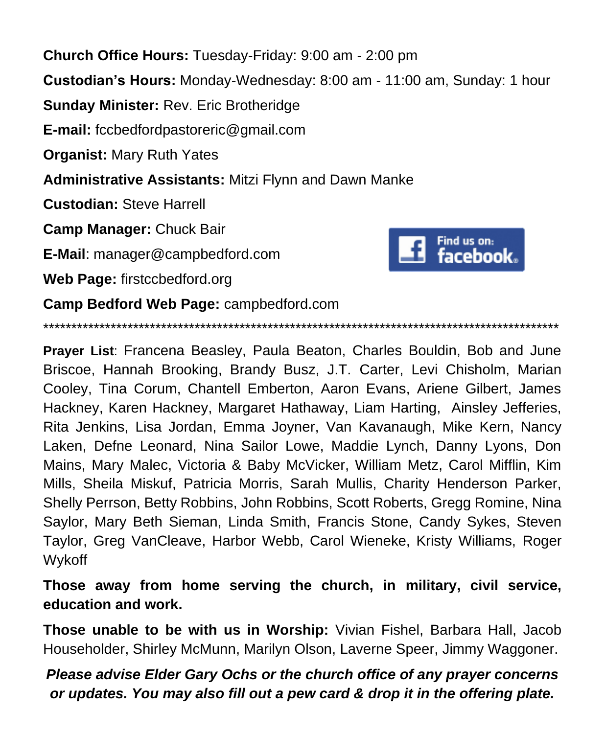**Church Office Hours:** Tuesday-Friday: 9:00 am - 2:00 pm

**Custodian's Hours:** Monday-Wednesday: 8:00 am - 11:00 am, Sunday: 1 hour

**Sunday Minister:** Rev. Eric Brotheridge

**E-mail:** fccbedfordpastoreric@gmail.com

**Organist:** Mary Ruth Yates

**Administrative Assistants:** Mitzi Flynn and Dawn Manke

**Custodian:** Steve Harrell

**Camp Manager:** Chuck Bair

**E-Mail**: manager@campbedford.com

**Web Page:** firstccbedford.org

**Camp Bedford Web Page:** campbedford.com

Find us on: facebook.

*********************************************************************************************

**Prayer List**: Francena Beasley, Paula Beaton, Charles Bouldin, Bob and June Briscoe, Hannah Brooking, Brandy Busz, J.T. Carter, Levi Chisholm, Marian Cooley, Tina Corum, Chantell Emberton, Aaron Evans, Ariene Gilbert, James Hackney, Karen Hackney, Margaret Hathaway, Liam Harting, Ainsley Jefferies, Rita Jenkins, Lisa Jordan, Emma Joyner, Van Kavanaugh, Mike Kern, Nancy Laken, Defne Leonard, Nina Sailor Lowe, Maddie Lynch, Danny Lyons, Don Mains, Mary Malec, Victoria & Baby McVicker, William Metz, Carol Mifflin, Kim Mills, Sheila Miskuf, Patricia Morris, Sarah Mullis, Charity Henderson Parker, Shelly Perrson, Betty Robbins, John Robbins, Scott Roberts, Gregg Romine, Nina Saylor, Mary Beth Sieman, Linda Smith, Francis Stone, Candy Sykes, Steven Taylor, Greg VanCleave, Harbor Webb, Carol Wieneke, Kristy Williams, Roger Wykoff

**Those away from home serving the church, in military, civil service, education and work.**

**Those unable to be with us in Worship:** Vivian Fishel, Barbara Hall, Jacob Householder, Shirley McMunn, Marilyn Olson, Laverne Speer, Jimmy Waggoner.

***Please advise Elder Gary Ochs or the church office of any prayer concerns or updates. You may also fill out a pew card & drop it in the offering plate.***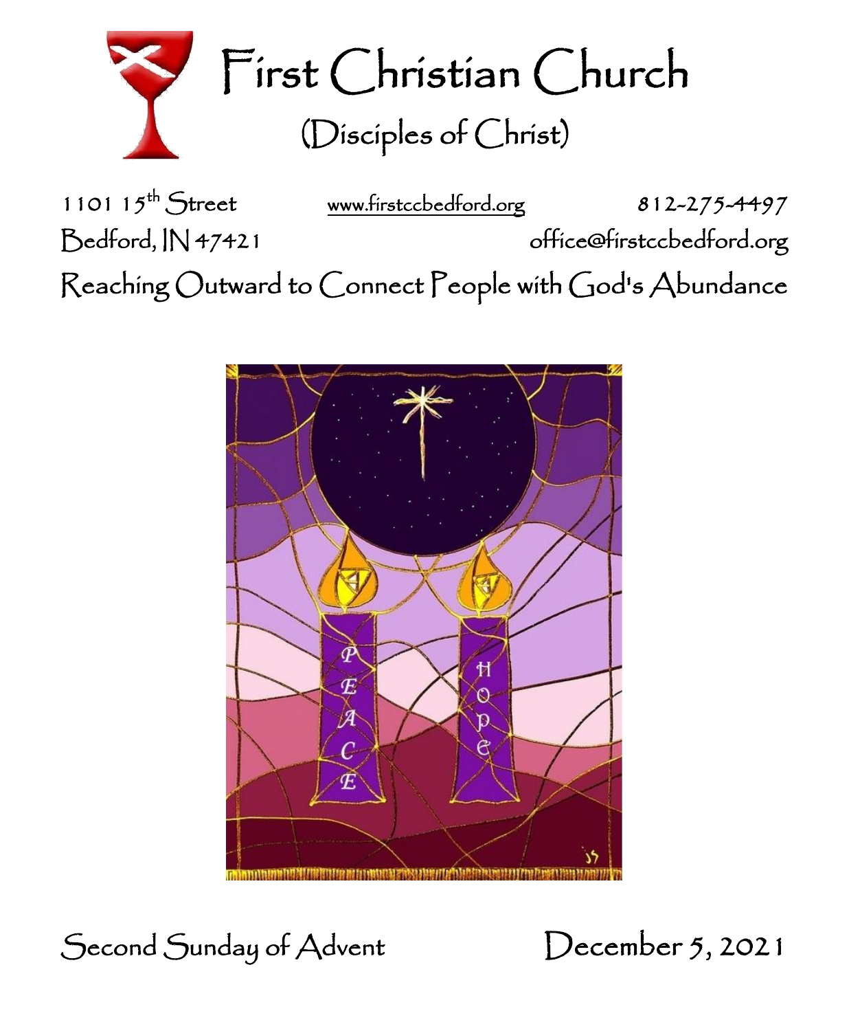# First Christian Church

## (Disciples of Christ)

1101 15th Street
Bedford, IN 47421

www.firstccbedford.org

812-275-4497
office@firstccbedford.org

Reaching Outward to Connect People with God's Abundance

Second Sunday of Advent

December 5, 2021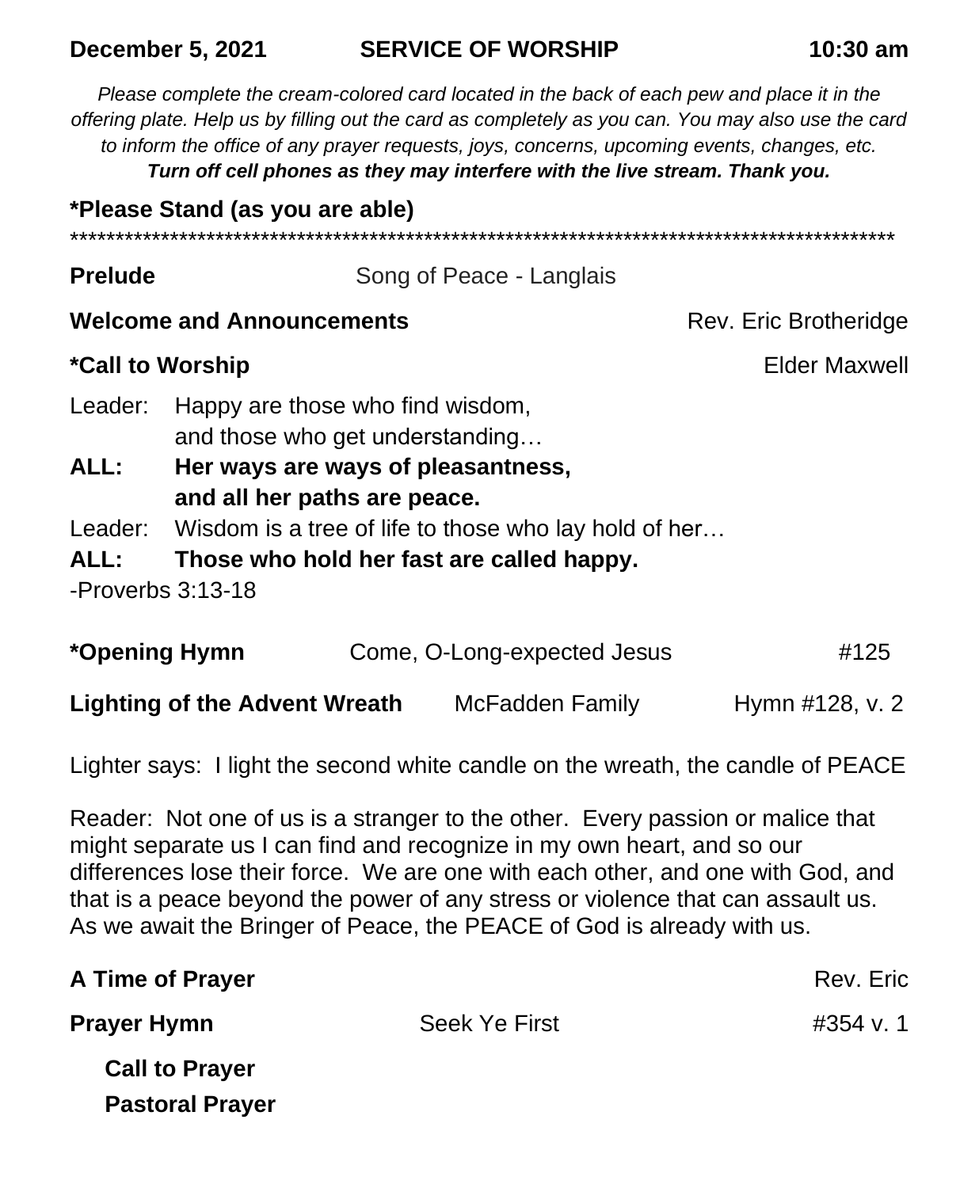**December 5, 2021 SERVICE OF WORSHIP 10:30 am**

*Please complete the cream-colored card located in the back of each pew and place it in the offering plate. Help us by filling out the card as completely as you can. You may also use the card to inform the office of any prayer requests, joys, concerns, upcoming events, changes, etc.*
***Turn off cell phones as they may interfere with the live stream. Thank you.***

**\*Please Stand (as you are able)**

*******************************************************************************************

**Prelude** Song of Peace - Langlais

**Welcome and Announcements** Rev. Eric Brotheridge

**\*Call to Worship** Elder Maxwell

Leader: Happy are those who find wisdom,
and those who get understanding…

**ALL: Her ways are ways of pleasantness,
and all her paths are peace.**

Leader: Wisdom is a tree of life to those who lay hold of her…

**ALL: Those who hold her fast are called happy.**

-Proverbs 3:13-18

**\*Opening Hymn** Come, O-Long-expected Jesus #125

**Lighting of the Advent Wreath** McFadden Family Hymn #128, v. 2

Lighter says: I light the second white candle on the wreath, the candle of PEACE

Reader: Not one of us is a stranger to the other. Every passion or malice that might separate us I can find and recognize in my own heart, and so our differences lose their force. We are one with each other, and one with God, and that is a peace beyond the power of any stress or violence that can assault us. As we await the Bringer of Peace, the PEACE of God is already with us.

**A Time of Prayer** Rev. Eric

**Prayer Hymn** Seek Ye First #354 v. 1

**Call to Prayer**

**Pastoral Prayer**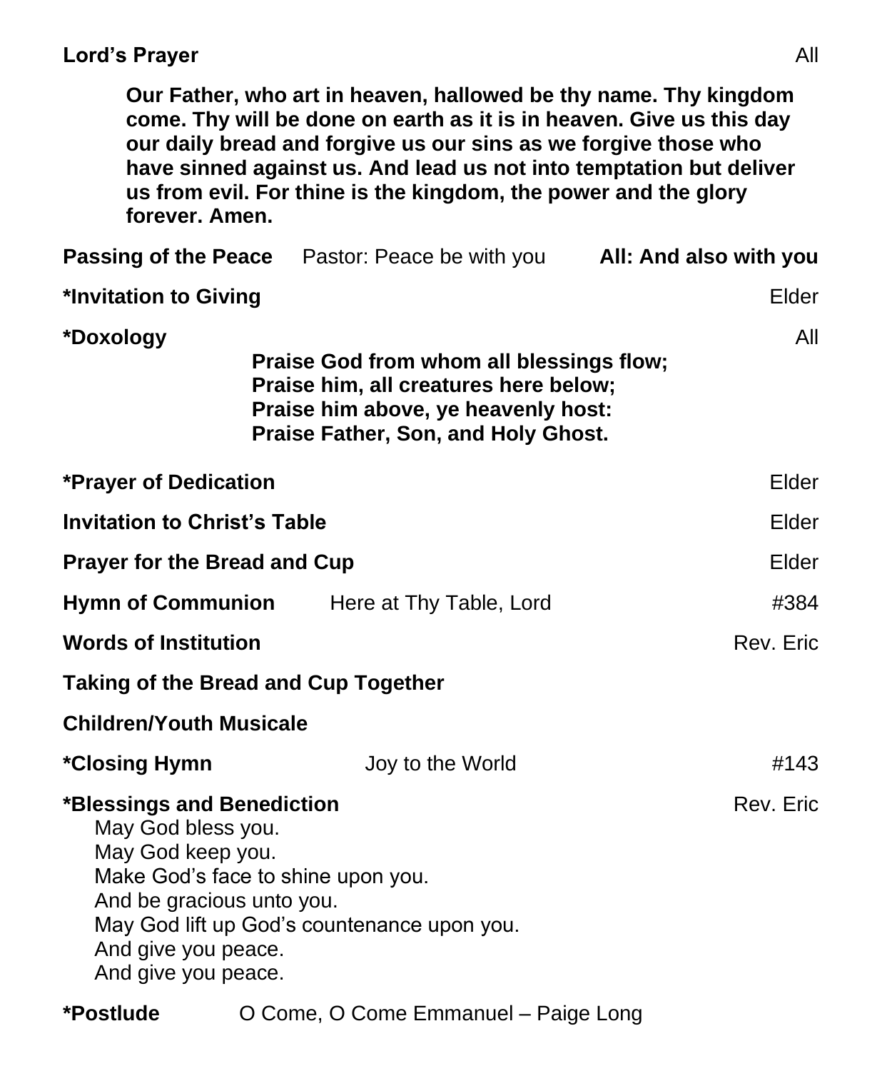**Lord's Prayer** All

> **Our Father, who art in heaven, hallowed be thy name. Thy kingdom come. Thy will be done on earth as it is in heaven. Give us this day our daily bread and forgive us our sins as we forgive those who have sinned against us. And lead us not into temptation but deliver us from evil. For thine is the kingdom, the power and the glory forever. Amen.**

**Passing of the Peace** Pastor: Peace be with you **All: And also with you**

***Invitation to Giving** Elder

***Doxology** All

> **Praise God from whom all blessings flow;**
> **Praise him, all creatures here below;**
> **Praise him above, ye heavenly host:**
> **Praise Father, Son, and Holy Ghost.**

***Prayer of Dedication** Elder

**Invitation to Christ's Table** Elder

**Prayer for the Bread and Cup** Elder

**Hymn of Communion** Here at Thy Table, Lord #384

**Words of Institution** Rev. Eric

**Taking of the Bread and Cup Together**

**Children/Youth Musicale**

***Closing Hymn** Joy to the World #143

***Blessings and Benediction** Rev. Eric

May God bless you.
May God keep you.
Make God's face to shine upon you.
And be gracious unto you.
May God lift up God's countenance upon you.
And give you peace.
And give you peace.

***Postlude** O Come, O Come Emmanuel – Paige Long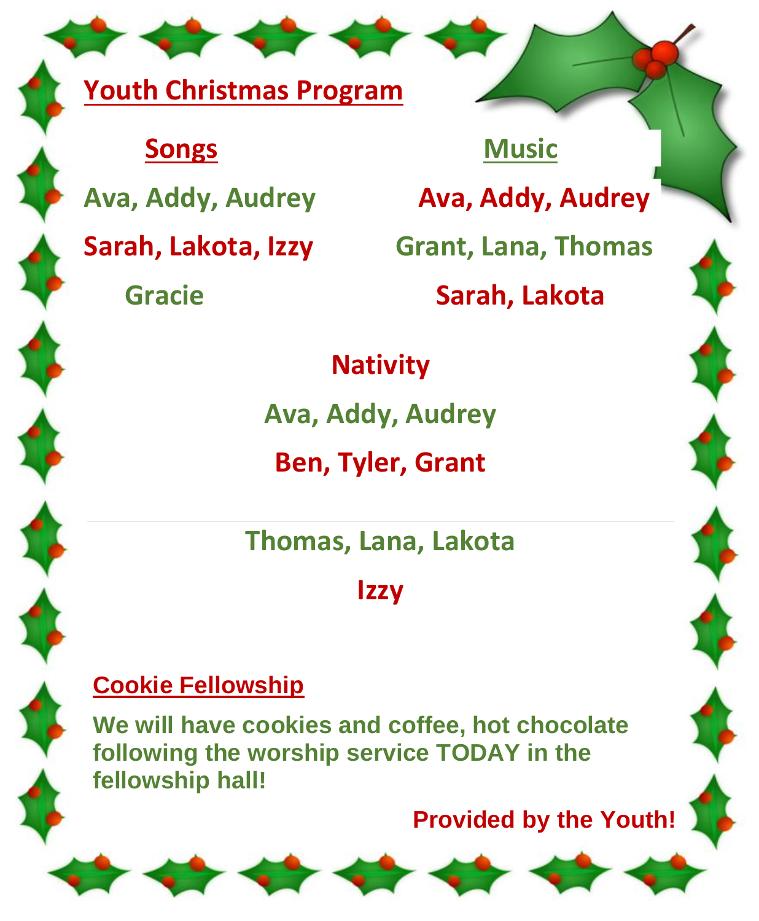## Youth Christmas Program

**Songs**

Ava, Addy, Audrey

Sarah, Lakota, Izzy

Gracie

**Music**

Ava, Addy, Audrey

Grant, Lana, Thomas

Sarah, Lakota

**Nativity**

Ava, Addy, Audrey

Ben, Tyler, Grant

---

Thomas, Lana, Lakota

Izzy

## Cookie Fellowship

**We will have cookies and coffee, hot chocolate following the worship service TODAY in the fellowship hall!**

**Provided by the Youth!**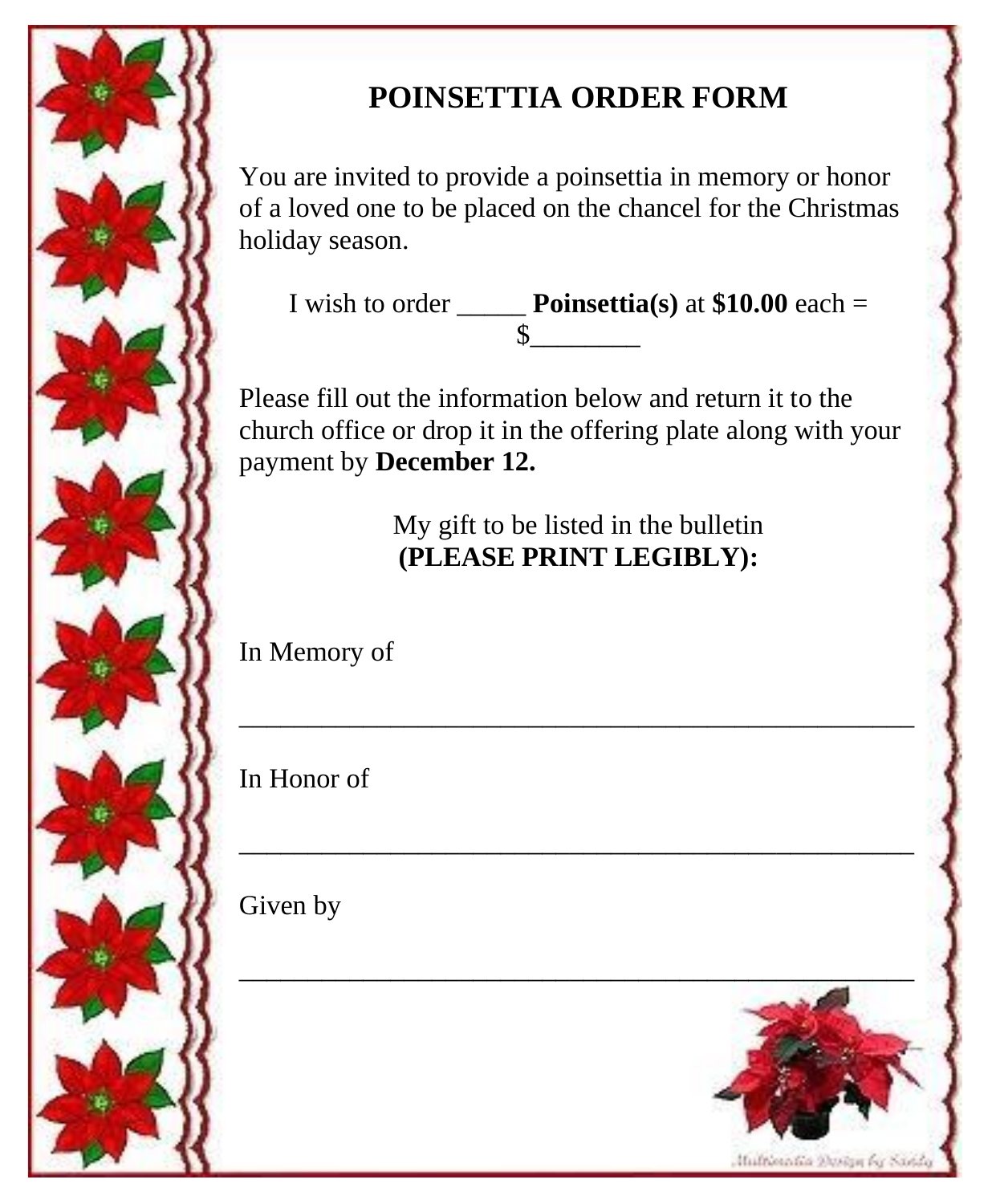# POINSETTIA ORDER FORM

You are invited to provide a poinsettia in memory or honor of a loved one to be placed on the chancel for the Christmas holiday season.

I wish to order _____ **Poinsettia(s)** at **$10.00** each = $________

Please fill out the information below and return it to the church office or drop it in the offering plate along with your payment by **December 12.**

My gift to be listed in the bulletin
**(PLEASE PRINT LEGIBLY):**

In Memory of

_______________________________________________

In Honor of

_______________________________________________

Given by

_______________________________________________

Multimedia Design by Sandy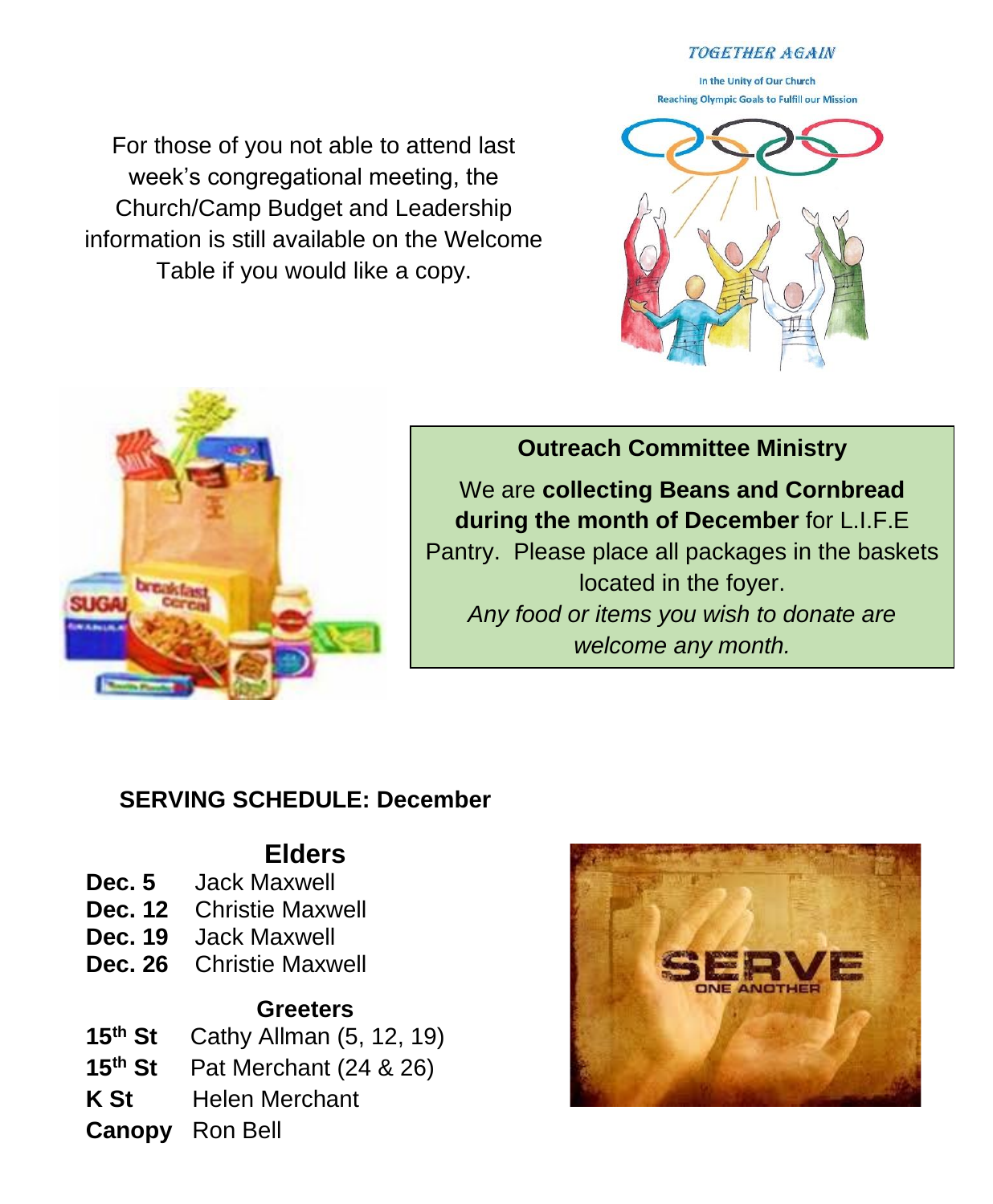TOGETHER AGAIN

In the Unity of Our Church
Reaching Olympic Goals to Fulfill our Mission

For those of you not able to attend last week's congregational meeting, the Church/Camp Budget and Leadership information is still available on the Welcome Table if you would like a copy.

**Outreach Committee Ministry**

We are **collecting Beans and Cornbread during the month of December** for L.I.F.E Pantry. Please place all packages in the baskets located in the foyer.

*Any food or items you wish to donate are welcome any month.*

**SERVING SCHEDULE: December**

## Elders

| | |
|---|---|
| **Dec. 5** | Jack Maxwell |
| **Dec. 12** | Christie Maxwell |
| **Dec. 19** | Jack Maxwell |
| **Dec. 26** | Christie Maxwell |

### Greeters

| | |
|---|---|
| **15th St** | Cathy Allman (5, 12, 19) |
| **15th St** | Pat Merchant (24 & 26) |
| **K St** | Helen Merchant |
| **Canopy** | Ron Bell |

SERVE ONE ANOTHER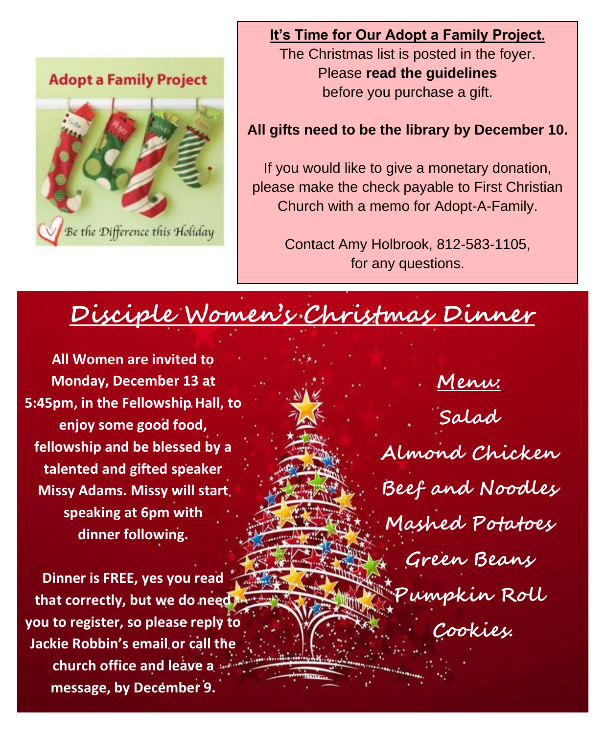Adopt a Family Project

Be the Difference this Holiday

**It's Time for Our Adopt a Family Project.**

The Christmas list is posted in the foyer.
Please **read the guidelines** before you purchase a gift.

**All gifts need to be the library by December 10.**

If you would like to give a monetary donation, please make the check payable to First Christian Church with a memo for Adopt-A-Family.

Contact Amy Holbrook, 812-583-1105, for any questions.

# Disciple Women's Christmas Dinner

**All Women are invited to Monday, December 13 at 5:45pm, in the Fellowship Hall, to enjoy some good food, fellowship and be blessed by a talented and gifted speaker Missy Adams. Missy will start speaking at 6pm with dinner following.**

**Dinner is FREE, yes you read that correctly, but we do need you to register, so please reply to Jackie Robbin's email or call the church office and leave a message, by December 9.**

## Menu:

Salad

Almond Chicken

Beef and Noodles

Mashed Potatoes

Green Beans

Pumpkin Roll

Cookies.